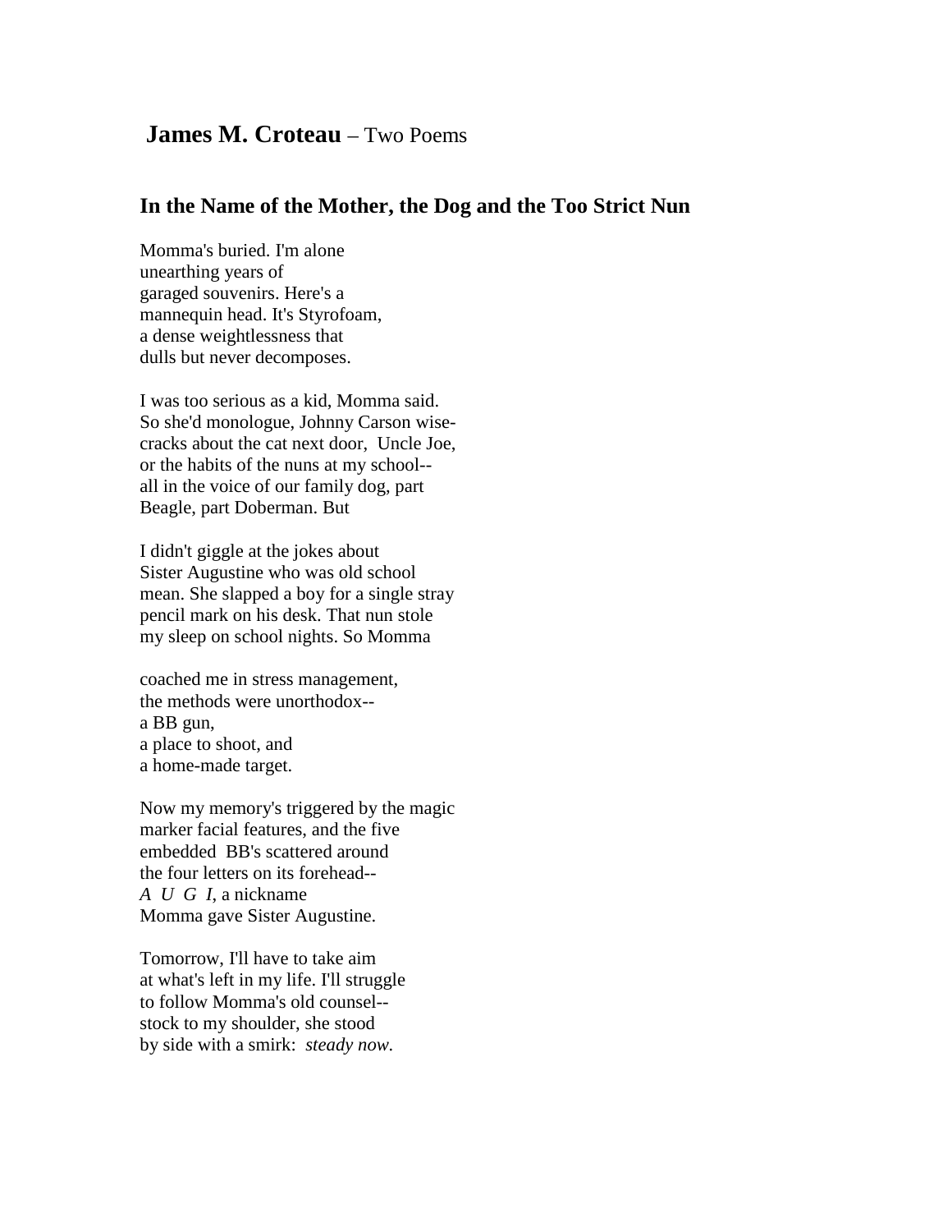# **James M. Croteau** – Two Poems

## In the Name of the Mother, the Dog and the Too Strict Nun

Momma's buried. I'm alone  
unearthing years of  
garaged souvenirs. Here's a  
mannequin head. It's Styrofoam,  
a dense weightlessness that  
dulls but never decomposes.

I was too serious as a kid, Momma said.  
So she'd monologue, Johnny Carson wise-  
cracks about the cat next door, Uncle Joe,  
or the habits of the nuns at my school--  
all in the voice of our family dog, part  
Beagle, part Doberman. But

I didn't giggle at the jokes about  
Sister Augustine who was old school  
mean. She slapped a boy for a single stray  
pencil mark on his desk. That nun stole  
my sleep on school nights. So Momma

coached me in stress management,  
the methods were unorthodox--  
a BB gun,  
a place to shoot, and  
a home-made target.

Now my memory's triggered by the magic  
marker facial features, and the five  
embedded BB's scattered around  
the four letters on its forehead--  
*A U G I*, a nickname  
Momma gave Sister Augustine.

Tomorrow, I'll have to take aim  
at what's left in my life. I'll struggle  
to follow Momma's old counsel--  
stock to my shoulder, she stood  
by side with a smirk: *steady now.*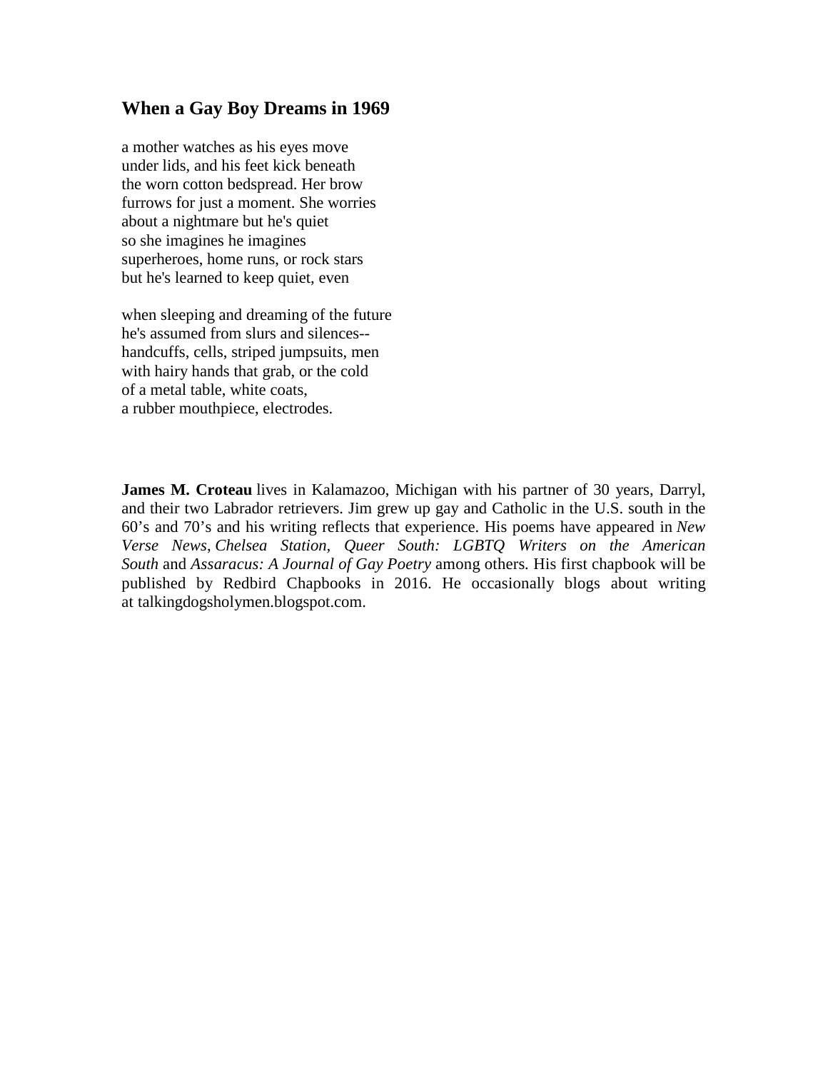### When a Gay Boy Dreams in 1969

a mother watches as his eyes move  
under lids, and his feet kick beneath  
the worn cotton bedspread. Her brow  
furrows for just a moment. She worries  
about a nightmare but he's quiet  
so she imagines he imagines  
superheroes, home runs, or rock stars  
but he's learned to keep quiet, even

when sleeping and dreaming of the future  
he's assumed from slurs and silences--  
handcuffs, cells, striped jumpsuits, men  
with hairy hands that grab, or the cold  
of a metal table, white coats,  
a rubber mouthpiece, electrodes.

**James M. Croteau** lives in Kalamazoo, Michigan with his partner of 30 years, Darryl, and their two Labrador retrievers. Jim grew up gay and Catholic in the U.S. south in the 60's and 70's and his writing reflects that experience. His poems have appeared in *New Verse News*, *Chelsea Station*, *Queer South: LGBTQ Writers on the American South* and *Assaracus: A Journal of Gay Poetry* among others. His first chapbook will be published by Redbird Chapbooks in 2016. He occasionally blogs about writing at talkingdogsholymen.blogspot.com.